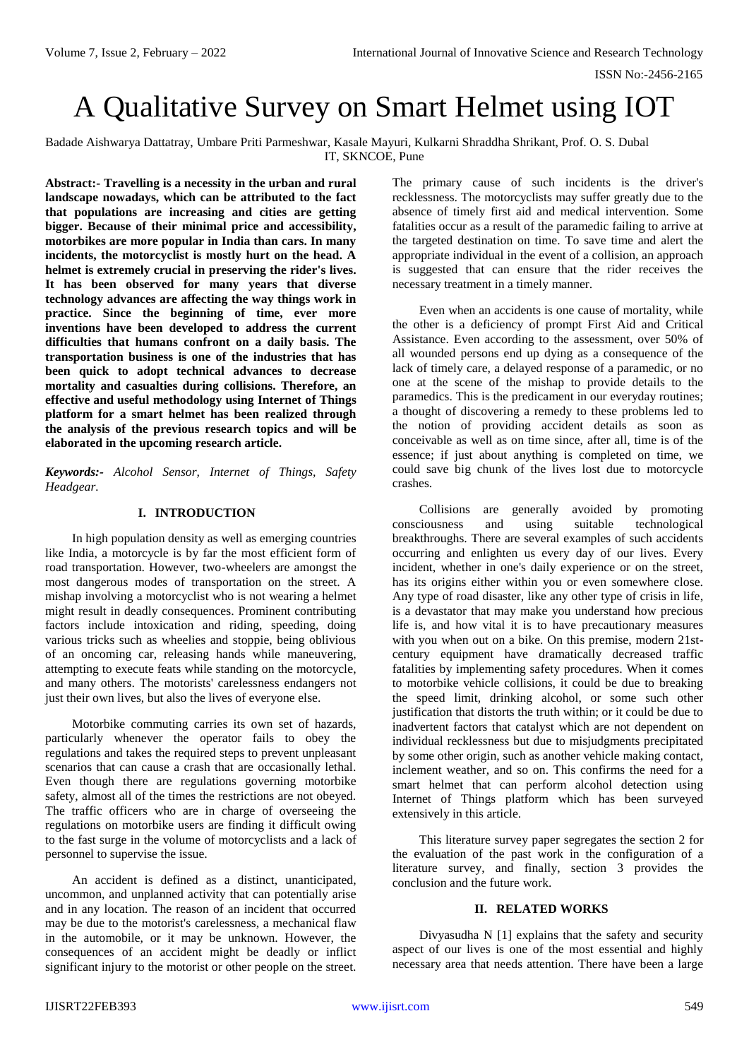# A Qualitative Survey on Smart Helmet using IOT

Badade Aishwarya Dattatray, Umbare Priti Parmeshwar, Kasale Mayuri, Kulkarni Shraddha Shrikant, Prof. O. S. Dubal
IT, SKNCOE, Pune

**Abstract:- Travelling is a necessity in the urban and rural landscape nowadays, which can be attributed to the fact that populations are increasing and cities are getting bigger. Because of their minimal price and accessibility, motorbikes are more popular in India than cars. In many incidents, the motorcyclist is mostly hurt on the head. A helmet is extremely crucial in preserving the rider's lives. It has been observed for many years that diverse technology advances are affecting the way things work in practice. Since the beginning of time, ever more inventions have been developed to address the current difficulties that humans confront on a daily basis. The transportation business is one of the industries that has been quick to adopt technical advances to decrease mortality and casualties during collisions. Therefore, an effective and useful methodology using Internet of Things platform for a smart helmet has been realized through the analysis of the previous research topics and will be elaborated in the upcoming research article.**

***Keywords:-** Alcohol Sensor, Internet of Things, Safety Headgear.*

## I. INTRODUCTION

In high population density as well as emerging countries like India, a motorcycle is by far the most efficient form of road transportation. However, two-wheelers are amongst the most dangerous modes of transportation on the street. A mishap involving a motorcyclist who is not wearing a helmet might result in deadly consequences. Prominent contributing factors include intoxication and riding, speeding, doing various tricks such as wheelies and stoppie, being oblivious of an oncoming car, releasing hands while maneuvering, attempting to execute feats while standing on the motorcycle, and many others. The motorists' carelessness endangers not just their own lives, but also the lives of everyone else.

Motorbike commuting carries its own set of hazards, particularly whenever the operator fails to obey the regulations and takes the required steps to prevent unpleasant scenarios that can cause a crash that are occasionally lethal. Even though there are regulations governing motorbike safety, almost all of the times the restrictions are not obeyed. The traffic officers who are in charge of overseeing the regulations on motorbike users are finding it difficult owing to the fast surge in the volume of motorcyclists and a lack of personnel to supervise the issue.

An accident is defined as a distinct, unanticipated, uncommon, and unplanned activity that can potentially arise and in any location. The reason of an incident that occurred may be due to the motorist's carelessness, a mechanical flaw in the automobile, or it may be unknown. However, the consequences of an accident might be deadly or inflict significant injury to the motorist or other people on the street. The primary cause of such incidents is the driver's recklessness. The motorcyclists may suffer greatly due to the absence of timely first aid and medical intervention. Some fatalities occur as a result of the paramedic failing to arrive at the targeted destination on time. To save time and alert the appropriate individual in the event of a collision, an approach is suggested that can ensure that the rider receives the necessary treatment in a timely manner.

Even when an accidents is one cause of mortality, while the other is a deficiency of prompt First Aid and Critical Assistance. Even according to the assessment, over 50% of all wounded persons end up dying as a consequence of the lack of timely care, a delayed response of a paramedic, or no one at the scene of the mishap to provide details to the paramedics. This is the predicament in our everyday routines; a thought of discovering a remedy to these problems led to the notion of providing accident details as soon as conceivable as well as on time since, after all, time is of the essence; if just about anything is completed on time, we could save big chunk of the lives lost due to motorcycle crashes.

Collisions are generally avoided by promoting consciousness and using suitable technological breakthroughs. There are several examples of such accidents occurring and enlighten us every day of our lives. Every incident, whether in one's daily experience or on the street, has its origins either within you or even somewhere close. Any type of road disaster, like any other type of crisis in life, is a devastator that may make you understand how precious life is, and how vital it is to have precautionary measures with you when out on a bike. On this premise, modern 21st-century equipment have dramatically decreased traffic fatalities by implementing safety procedures. When it comes to motorbike vehicle collisions, it could be due to breaking the speed limit, drinking alcohol, or some such other justification that distorts the truth within; or it could be due to inadvertent factors that catalyst which are not dependent on individual recklessness but due to misjudgments precipitated by some other origin, such as another vehicle making contact, inclement weather, and so on. This confirms the need for a smart helmet that can perform alcohol detection using Internet of Things platform which has been surveyed extensively in this article.

This literature survey paper segregates the section 2 for the evaluation of the past work in the configuration of a literature survey, and finally, section 3 provides the conclusion and the future work.

## II. RELATED WORKS

Divyasudha N [1] explains that the safety and security aspect of our lives is one of the most essential and highly necessary area that needs attention. There have been a large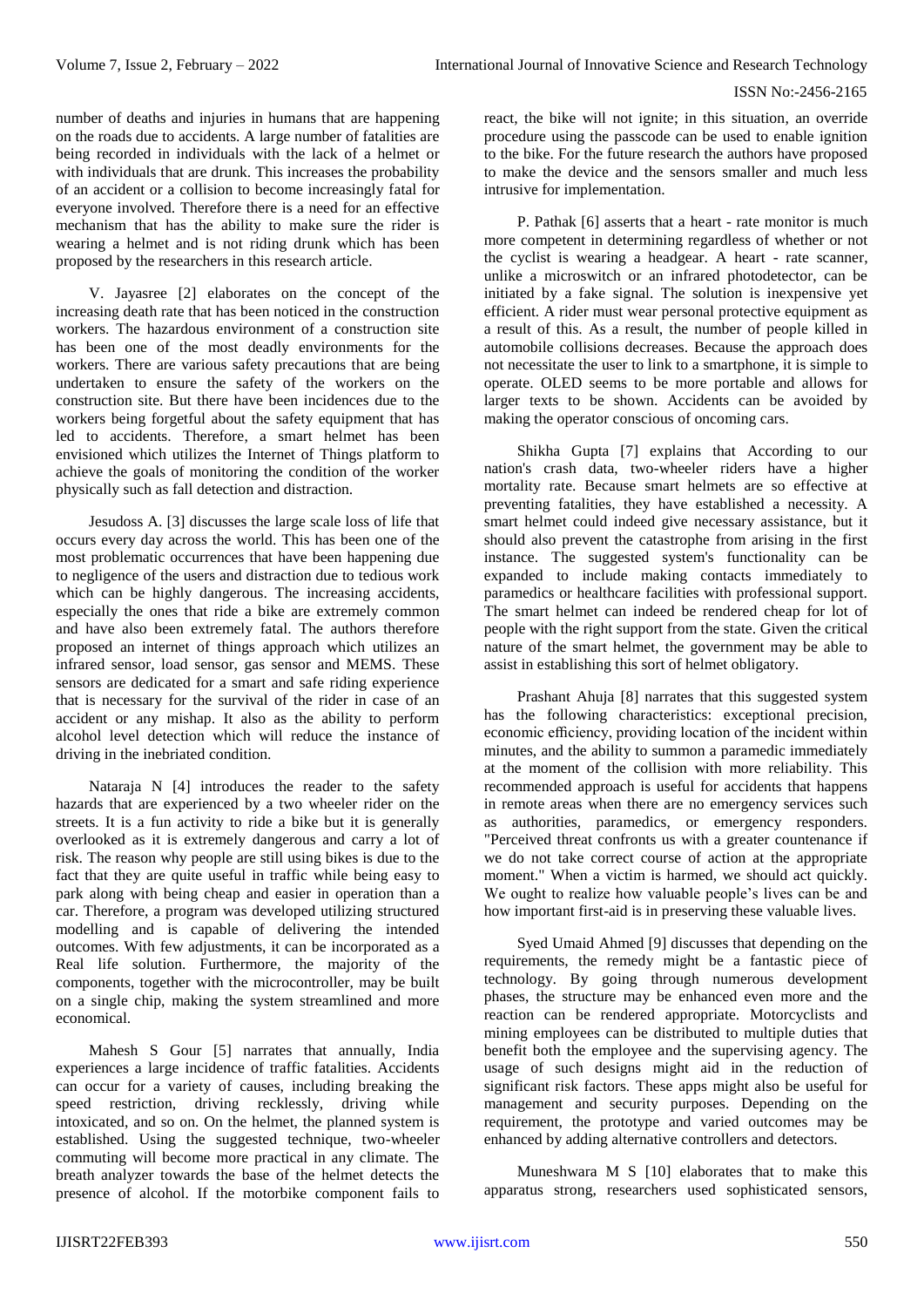number of deaths and injuries in humans that are happening on the roads due to accidents. A large number of fatalities are being recorded in individuals with the lack of a helmet or with individuals that are drunk. This increases the probability of an accident or a collision to become increasingly fatal for everyone involved. Therefore there is a need for an effective mechanism that has the ability to make sure the rider is wearing a helmet and is not riding drunk which has been proposed by the researchers in this research article.

V. Jayasree [2] elaborates on the concept of the increasing death rate that has been noticed in the construction workers. The hazardous environment of a construction site has been one of the most deadly environments for the workers. There are various safety precautions that are being undertaken to ensure the safety of the workers on the construction site. But there have been incidences due to the workers being forgetful about the safety equipment that has led to accidents. Therefore, a smart helmet has been envisioned which utilizes the Internet of Things platform to achieve the goals of monitoring the condition of the worker physically such as fall detection and distraction.

Jesudoss A. [3] discusses the large scale loss of life that occurs every day across the world. This has been one of the most problematic occurrences that have been happening due to negligence of the users and distraction due to tedious work which can be highly dangerous. The increasing accidents, especially the ones that ride a bike are extremely common and have also been extremely fatal. The authors therefore proposed an internet of things approach which utilizes an infrared sensor, load sensor, gas sensor and MEMS. These sensors are dedicated for a smart and safe riding experience that is necessary for the survival of the rider in case of an accident or any mishap. It also as the ability to perform alcohol level detection which will reduce the instance of driving in the inebriated condition.

Nataraja N [4] introduces the reader to the safety hazards that are experienced by a two wheeler rider on the streets. It is a fun activity to ride a bike but it is generally overlooked as it is extremely dangerous and carry a lot of risk. The reason why people are still using bikes is due to the fact that they are quite useful in traffic while being easy to park along with being cheap and easier in operation than a car. Therefore, a program was developed utilizing structured modelling and is capable of delivering the intended outcomes. With few adjustments, it can be incorporated as a Real life solution. Furthermore, the majority of the components, together with the microcontroller, may be built on a single chip, making the system streamlined and more economical.

Mahesh S Gour [5] narrates that annually, India experiences a large incidence of traffic fatalities. Accidents can occur for a variety of causes, including breaking the speed restriction, driving recklessly, driving while intoxicated, and so on. On the helmet, the planned system is established. Using the suggested technique, two-wheeler commuting will become more practical in any climate. The breath analyzer towards the base of the helmet detects the presence of alcohol. If the motorbike component fails to react, the bike will not ignite; in this situation, an override procedure using the passcode can be used to enable ignition to the bike. For the future research the authors have proposed to make the device and the sensors smaller and much less intrusive for implementation.

P. Pathak [6] asserts that a heart - rate monitor is much more competent in determining regardless of whether or not the cyclist is wearing a headgear. A heart - rate scanner, unlike a microswitch or an infrared photodetector, can be initiated by a fake signal. The solution is inexpensive yet efficient. A rider must wear personal protective equipment as a result of this. As a result, the number of people killed in automobile collisions decreases. Because the approach does not necessitate the user to link to a smartphone, it is simple to operate. OLED seems to be more portable and allows for larger texts to be shown. Accidents can be avoided by making the operator conscious of oncoming cars.

Shikha Gupta [7] explains that According to our nation's crash data, two-wheeler riders have a higher mortality rate. Because smart helmets are so effective at preventing fatalities, they have established a necessity. A smart helmet could indeed give necessary assistance, but it should also prevent the catastrophe from arising in the first instance. The suggested system's functionality can be expanded to include making contacts immediately to paramedics or healthcare facilities with professional support. The smart helmet can indeed be rendered cheap for lot of people with the right support from the state. Given the critical nature of the smart helmet, the government may be able to assist in establishing this sort of helmet obligatory.

Prashant Ahuja [8] narrates that this suggested system has the following characteristics: exceptional precision, economic efficiency, providing location of the incident within minutes, and the ability to summon a paramedic immediately at the moment of the collision with more reliability. This recommended approach is useful for accidents that happens in remote areas when there are no emergency services such as authorities, paramedics, or emergency responders. "Perceived threat confronts us with a greater countenance if we do not take correct course of action at the appropriate moment." When a victim is harmed, we should act quickly. We ought to realize how valuable people's lives can be and how important first-aid is in preserving these valuable lives.

Syed Umaid Ahmed [9] discusses that depending on the requirements, the remedy might be a fantastic piece of technology. By going through numerous development phases, the structure may be enhanced even more and the reaction can be rendered appropriate. Motorcyclists and mining employees can be distributed to multiple duties that benefit both the employee and the supervising agency. The usage of such designs might aid in the reduction of significant risk factors. These apps might also be useful for management and security purposes. Depending on the requirement, the prototype and varied outcomes may be enhanced by adding alternative controllers and detectors.

Muneshwara M S [10] elaborates that to make this apparatus strong, researchers used sophisticated sensors,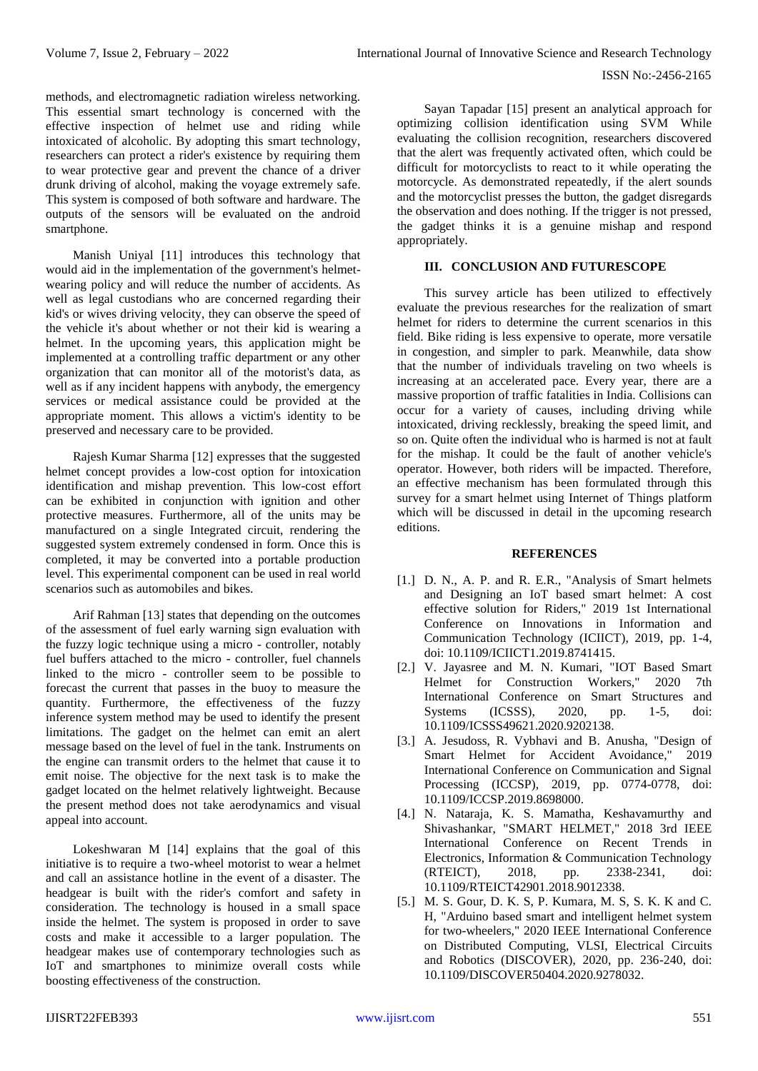methods, and electromagnetic radiation wireless networking. This essential smart technology is concerned with the effective inspection of helmet use and riding while intoxicated of alcoholic. By adopting this smart technology, researchers can protect a rider's existence by requiring them to wear protective gear and prevent the chance of a driver drunk driving of alcohol, making the voyage extremely safe. This system is composed of both software and hardware. The outputs of the sensors will be evaluated on the android smartphone.

Manish Uniyal [11] introduces this technology that would aid in the implementation of the government's helmet-wearing policy and will reduce the number of accidents. As well as legal custodians who are concerned regarding their kid's or wives driving velocity, they can observe the speed of the vehicle it's about whether or not their kid is wearing a helmet. In the upcoming years, this application might be implemented at a controlling traffic department or any other organization that can monitor all of the motorist's data, as well as if any incident happens with anybody, the emergency services or medical assistance could be provided at the appropriate moment. This allows a victim's identity to be preserved and necessary care to be provided.

Rajesh Kumar Sharma [12] expresses that the suggested helmet concept provides a low-cost option for intoxication identification and mishap prevention. This low-cost effort can be exhibited in conjunction with ignition and other protective measures. Furthermore, all of the units may be manufactured on a single Integrated circuit, rendering the suggested system extremely condensed in form. Once this is completed, it may be converted into a portable production level. This experimental component can be used in real world scenarios such as automobiles and bikes.

Arif Rahman [13] states that depending on the outcomes of the assessment of fuel early warning sign evaluation with the fuzzy logic technique using a micro - controller, notably fuel buffers attached to the micro - controller, fuel channels linked to the micro - controller seem to be possible to forecast the current that passes in the buoy to measure the quantity. Furthermore, the effectiveness of the fuzzy inference system method may be used to identify the present limitations. The gadget on the helmet can emit an alert message based on the level of fuel in the tank. Instruments on the engine can transmit orders to the helmet that cause it to emit noise. The objective for the next task is to make the gadget located on the helmet relatively lightweight. Because the present method does not take aerodynamics and visual appeal into account.

Lokeshwaran M [14] explains that the goal of this initiative is to require a two-wheel motorist to wear a helmet and call an assistance hotline in the event of a disaster. The headgear is built with the rider's comfort and safety in consideration. The technology is housed in a small space inside the helmet. The system is proposed in order to save costs and make it accessible to a larger population. The headgear makes use of contemporary technologies such as IoT and smartphones to minimize overall costs while boosting effectiveness of the construction.

Sayan Tapadar [15] present an analytical approach for optimizing collision identification using SVM While evaluating the collision recognition, researchers discovered that the alert was frequently activated often, which could be difficult for motorcyclists to react to it while operating the motorcycle. As demonstrated repeatedly, if the alert sounds and the motorcyclist presses the button, the gadget disregards the observation and does nothing. If the trigger is not pressed, the gadget thinks it is a genuine mishap and respond appropriately.

## III. CONCLUSION AND FUTURESCOPE

This survey article has been utilized to effectively evaluate the previous researches for the realization of smart helmet for riders to determine the current scenarios in this field. Bike riding is less expensive to operate, more versatile in congestion, and simpler to park. Meanwhile, data show that the number of individuals traveling on two wheels is increasing at an accelerated pace. Every year, there are a massive proportion of traffic fatalities in India. Collisions can occur for a variety of causes, including driving while intoxicated, driving recklessly, breaking the speed limit, and so on. Quite often the individual who is harmed is not at fault for the mishap. It could be the fault of another vehicle's operator. However, both riders will be impacted. Therefore, an effective mechanism has been formulated through this survey for a smart helmet using Internet of Things platform which will be discussed in detail in the upcoming research editions.

## REFERENCES

[1.] D. N., A. P. and R. E.R., "Analysis of Smart helmets and Designing an IoT based smart helmet: A cost effective solution for Riders," 2019 1st International Conference on Innovations in Information and Communication Technology (ICIICT), 2019, pp. 1-4, doi: 10.1109/ICIICT1.2019.8741415.

[2.] V. Jayasree and M. N. Kumari, "IOT Based Smart Helmet for Construction Workers," 2020 7th International Conference on Smart Structures and Systems (ICSSS), 2020, pp. 1-5, doi: 10.1109/ICSSS49621.2020.9202138.

[3.] A. Jesudoss, R. Vybhavi and B. Anusha, "Design of Smart Helmet for Accident Avoidance," 2019 International Conference on Communication and Signal Processing (ICCSP), 2019, pp. 0774-0778, doi: 10.1109/ICCSP.2019.8698000.

[4.] N. Nataraja, K. S. Mamatha, Keshavamurthy and Shivashankar, "SMART HELMET," 2018 3rd IEEE International Conference on Recent Trends in Electronics, Information & Communication Technology (RTEICT), 2018, pp. 2338-2341, doi: 10.1109/RTEICT42901.2018.9012338.

[5.] M. S. Gour, D. K. S, P. Kumara, M. S, S. K. K and C. H, "Arduino based smart and intelligent helmet system for two-wheelers," 2020 IEEE International Conference on Distributed Computing, VLSI, Electrical Circuits and Robotics (DISCOVER), 2020, pp. 236-240, doi: 10.1109/DISCOVER50404.2020.9278032.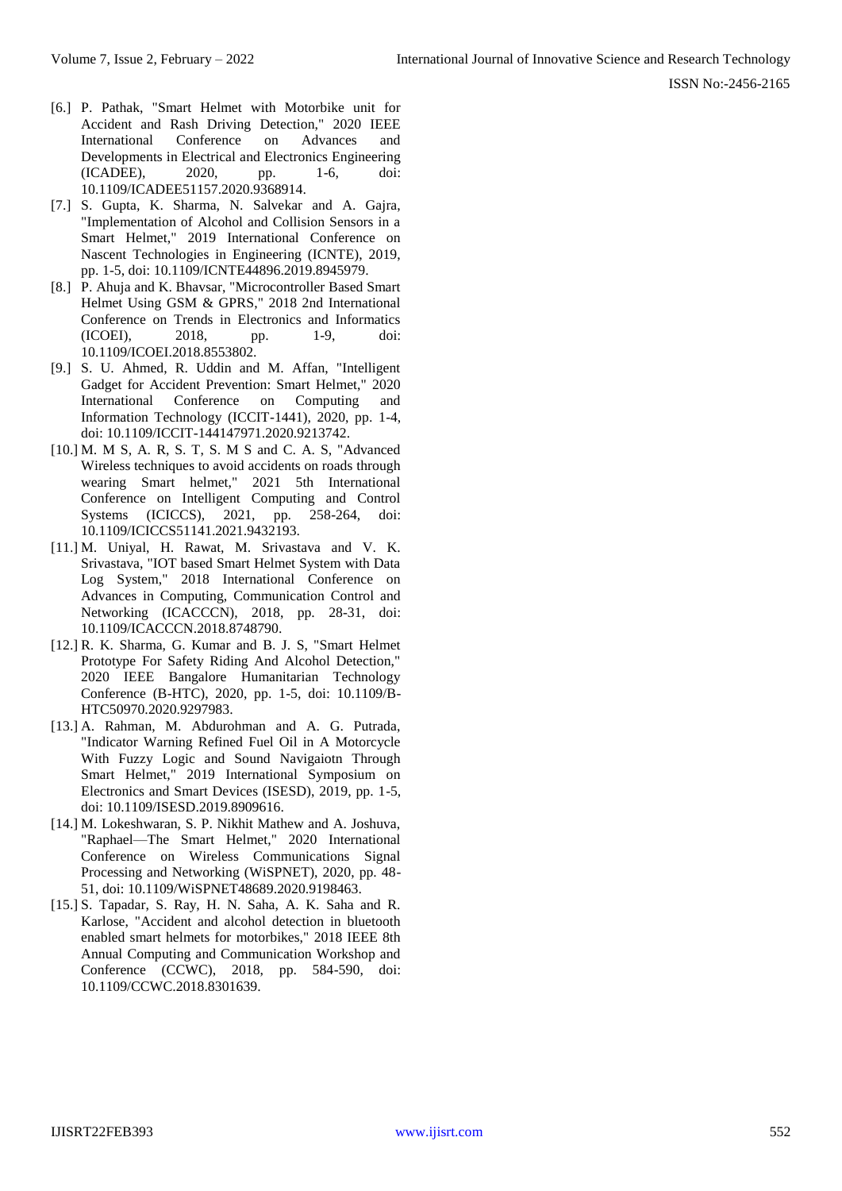[6.] P. Pathak, "Smart Helmet with Motorbike unit for Accident and Rash Driving Detection," 2020 IEEE International Conference on Advances and Developments in Electrical and Electronics Engineering (ICADEE), 2020, pp. 1-6, doi: 10.1109/ICADEE51157.2020.9368914.

[7.] S. Gupta, K. Sharma, N. Salvekar and A. Gajra, "Implementation of Alcohol and Collision Sensors in a Smart Helmet," 2019 International Conference on Nascent Technologies in Engineering (ICNTE), 2019, pp. 1-5, doi: 10.1109/ICNTE44896.2019.8945979.

[8.] P. Ahuja and K. Bhavsar, "Microcontroller Based Smart Helmet Using GSM & GPRS," 2018 2nd International Conference on Trends in Electronics and Informatics (ICOEI), 2018, pp. 1-9, doi: 10.1109/ICOEI.2018.8553802.

[9.] S. U. Ahmed, R. Uddin and M. Affan, "Intelligent Gadget for Accident Prevention: Smart Helmet," 2020 International Conference on Computing and Information Technology (ICCIT-1441), 2020, pp. 1-4, doi: 10.1109/ICCIT-144147971.2020.9213742.

[10.] M. M S, A. R, S. T, S. M S and C. A. S, "Advanced Wireless techniques to avoid accidents on roads through wearing Smart helmet," 2021 5th International Conference on Intelligent Computing and Control Systems (ICICCS), 2021, pp. 258-264, doi: 10.1109/ICICCS51141.2021.9432193.

[11.] M. Uniyal, H. Rawat, M. Srivastava and V. K. Srivastava, "IOT based Smart Helmet System with Data Log System," 2018 International Conference on Advances in Computing, Communication Control and Networking (ICACCCN), 2018, pp. 28-31, doi: 10.1109/ICACCCN.2018.8748790.

[12.] R. K. Sharma, G. Kumar and B. J. S, "Smart Helmet Prototype For Safety Riding And Alcohol Detection," 2020 IEEE Bangalore Humanitarian Technology Conference (B-HTC), 2020, pp. 1-5, doi: 10.1109/B-HTC50970.2020.9297983.

[13.] A. Rahman, M. Abdurohman and A. G. Putrada, "Indicator Warning Refined Fuel Oil in A Motorcycle With Fuzzy Logic and Sound Navigaiotn Through Smart Helmet," 2019 International Symposium on Electronics and Smart Devices (ISESD), 2019, pp. 1-5, doi: 10.1109/ISESD.2019.8909616.

[14.] M. Lokeshwaran, S. P. Nikhit Mathew and A. Joshuva, "Raphael—The Smart Helmet," 2020 International Conference on Wireless Communications Signal Processing and Networking (WiSPNET), 2020, pp. 48-51, doi: 10.1109/WiSPNET48689.2020.9198463.

[15.] S. Tapadar, S. Ray, H. N. Saha, A. K. Saha and R. Karlose, "Accident and alcohol detection in bluetooth enabled smart helmets for motorbikes," 2018 IEEE 8th Annual Computing and Communication Workshop and Conference (CCWC), 2018, pp. 584-590, doi: 10.1109/CCWC.2018.8301639.